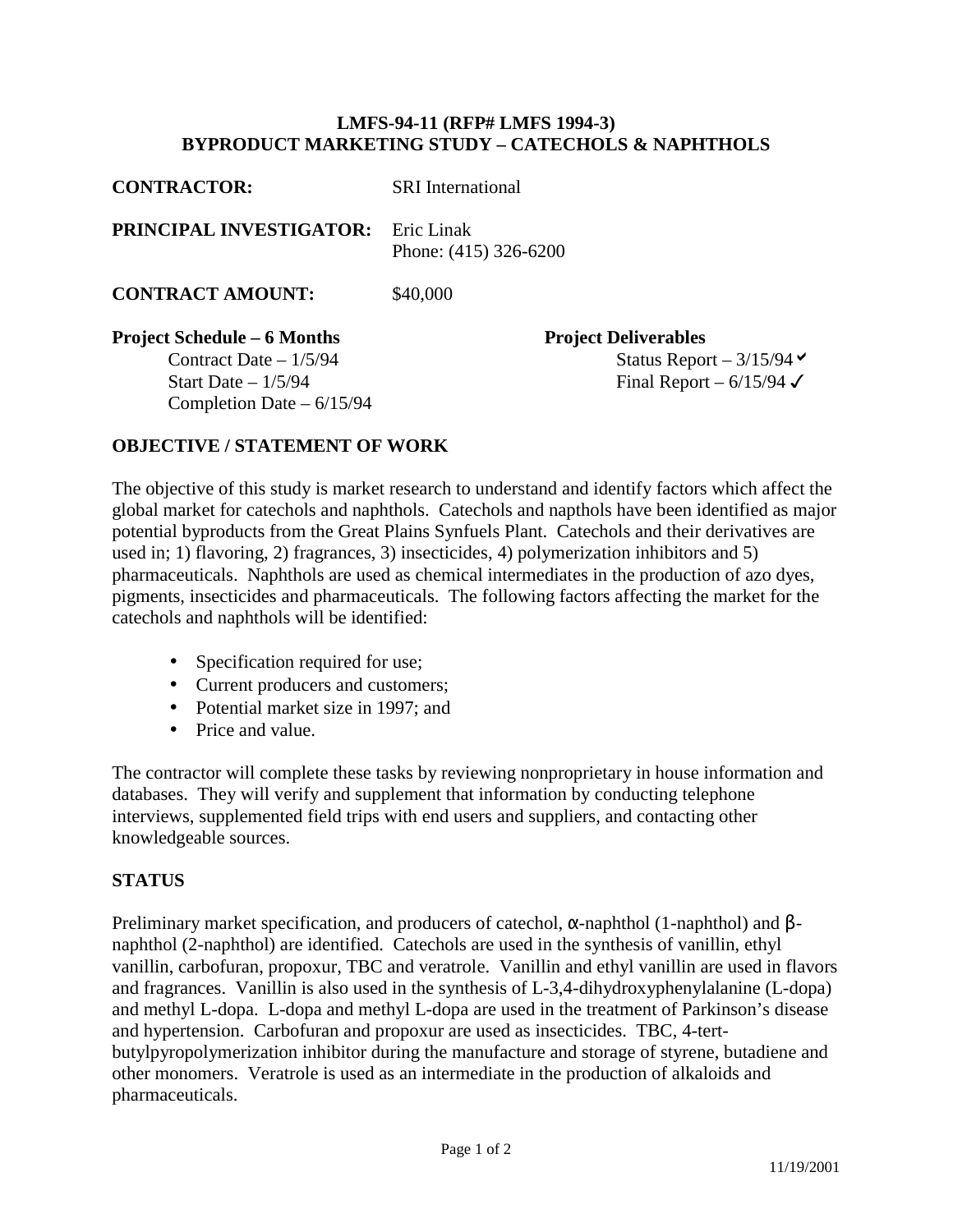**LMFS-94-11 (RFP# LMFS 1994-3)**
**BYPRODUCT MARKETING STUDY – CATECHOLS & NAPHTHOLS**

**CONTRACTOR:** SRI International

**PRINCIPAL INVESTIGATOR:** Eric Linak
Phone: (415) 326-6200

**CONTRACT AMOUNT:** $40,000

**Project Schedule – 6 Months**
Contract Date – 1/5/94
Start Date – 1/5/94
Completion Date – 6/15/94

**Project Deliverables**
Status Report – 3/15/94 ✓
Final Report – 6/15/94 ✓

## OBJECTIVE / STATEMENT OF WORK

The objective of this study is market research to understand and identify factors which affect the global market for catechols and naphthols. Catechols and napthols have been identified as major potential byproducts from the Great Plains Synfuels Plant. Catechols and their derivatives are used in; 1) flavoring, 2) fragrances, 3) insecticides, 4) polymerization inhibitors and 5) pharmaceuticals. Naphthols are used as chemical intermediates in the production of azo dyes, pigments, insecticides and pharmaceuticals. The following factors affecting the market for the catechols and naphthols will be identified:

- Specification required for use;
- Current producers and customers;
- Potential market size in 1997; and
- Price and value.

The contractor will complete these tasks by reviewing nonproprietary in house information and databases. They will verify and supplement that information by conducting telephone interviews, supplemented field trips with end users and suppliers, and contacting other knowledgeable sources.

## STATUS

Preliminary market specification, and producers of catechol, α-naphthol (1-naphthol) and β-naphthol (2-naphthol) are identified. Catechols are used in the synthesis of vanillin, ethyl vanillin, carbofuran, propoxur, TBC and veratrole. Vanillin and ethyl vanillin are used in flavors and fragrances. Vanillin is also used in the synthesis of L-3,4-dihydroxyphenylalanine (L-dopa) and methyl L-dopa. L-dopa and methyl L-dopa are used in the treatment of Parkinson's disease and hypertension. Carbofuran and propoxur are used as insecticides. TBC, 4-tert-butylpyropolymerization inhibitor during the manufacture and storage of styrene, butadiene and other monomers. Veratrole is used as an intermediate in the production of alkaloids and pharmaceuticals.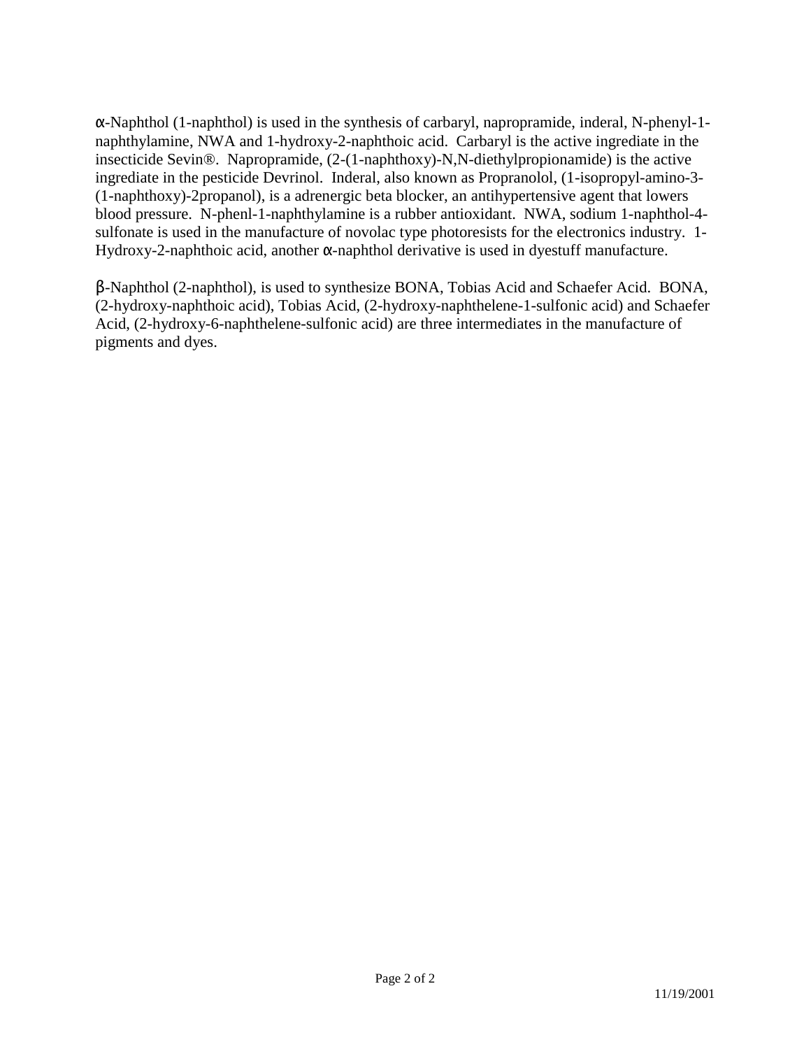α-Naphthol (1-naphthol) is used in the synthesis of carbaryl, napropramide, inderal, N-phenyl-1-naphthylamine, NWA and 1-hydroxy-2-naphthoic acid. Carbaryl is the active ingrediate in the insecticide Sevin®. Napropramide, (2-(1-naphthoxy)-N,N-diethylpropionamide) is the active ingrediate in the pesticide Devrinol. Inderal, also known as Propranolol, (1-isopropyl-amino-3-(1-naphthoxy)-2propanol), is a adrenergic beta blocker, an antihypertensive agent that lowers blood pressure. N-phenl-1-naphthylamine is a rubber antioxidant. NWA, sodium 1-naphthol-4-sulfonate is used in the manufacture of novolac type photoresists for the electronics industry. 1-Hydroxy-2-naphthoic acid, another α-naphthol derivative is used in dyestuff manufacture.

β-Naphthol (2-naphthol), is used to synthesize BONA, Tobias Acid and Schaefer Acid. BONA, (2-hydroxy-naphthoic acid), Tobias Acid, (2-hydroxy-naphthelene-1-sulfonic acid) and Schaefer Acid, (2-hydroxy-6-naphthelene-sulfonic acid) are three intermediates in the manufacture of pigments and dyes.

11/19/2001